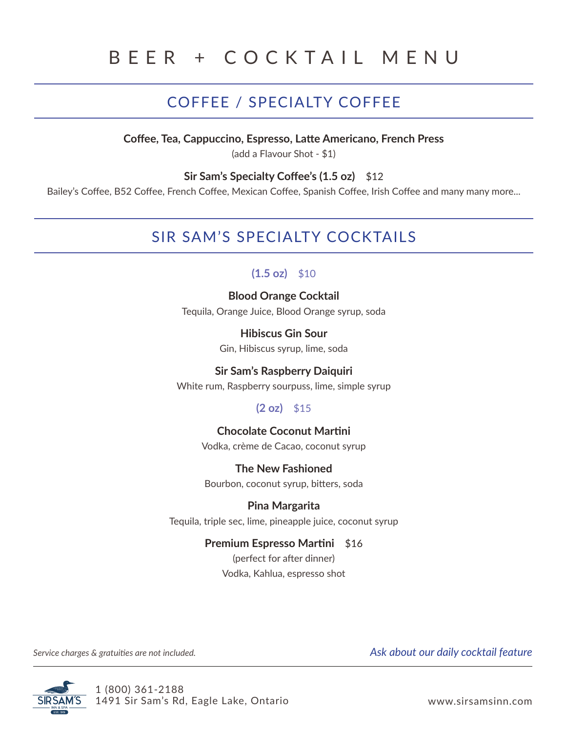# BEER + COCKTAIL MENU

## COFFEE / SPECIALTY COFFEE

**Coffee, Tea, Cappuccino, Espresso, Latte Americano, French Press**

(add a Flavour Shot - $1)

**Sir Sam's Specialty Coffee's (1.5 oz)** $12

Bailey's Coffee, B52 Coffee, French Coffee, Mexican Coffee, Spanish Coffee, Irish Coffee and many many more...

## SIR SAM'S SPECIALTY COCKTAILS

**(1.5 oz)** $10

**Blood Orange Cocktail**

Tequila, Orange Juice, Blood Orange syrup, soda

**Hibiscus Gin Sour**

Gin, Hibiscus syrup, lime, soda

**Sir Sam's Raspberry Daiquiri**

White rum, Raspberry sourpuss, lime, simple syrup

**(2 oz)** $15

**Chocolate Coconut Martini**

Vodka, crème de Cacao, coconut syrup

**The New Fashioned**

Bourbon, coconut syrup, bitters, soda

**Pina Margarita**

Tequila, triple sec, lime, pineapple juice, coconut syrup

**Premium Espresso Martini** $16

(perfect for after dinner)

Vodka, Kahlua, espresso shot

*Service charges & gratuities are not included.*

*Ask about our daily cocktail feature*

SIR SAM'S INN & SPA EST. 1919

1 (800) 361-2188
1491 Sir Sam's Rd, Eagle Lake, Ontario

www.sirsamsinn.com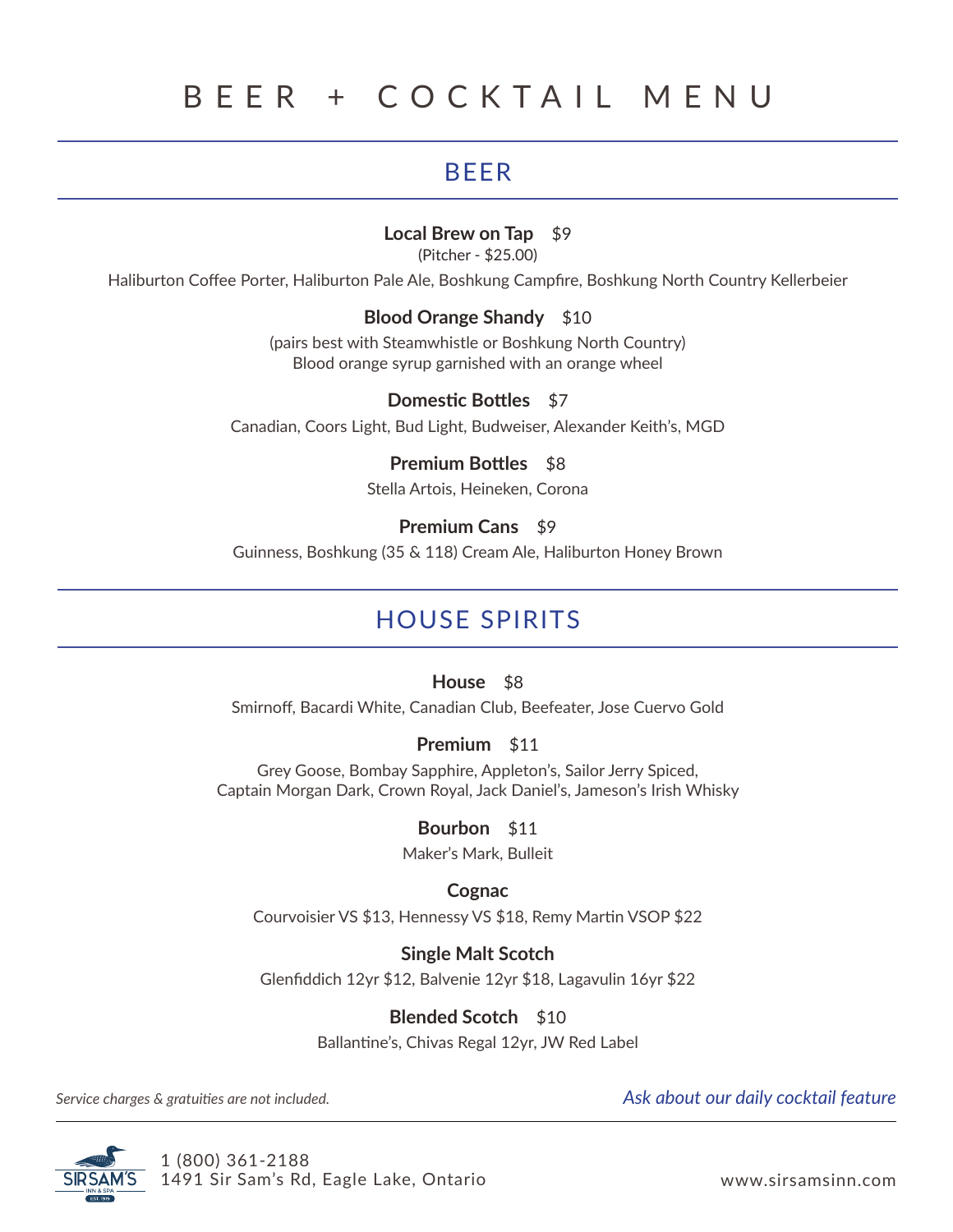# BEER + COCKTAIL MENU

## BEER

**Local Brew on Tap** $9
(Pitcher - $25.00)
Haliburton Coffee Porter, Haliburton Pale Ale, Boshkung Campfire, Boshkung North Country Kellerbeier

**Blood Orange Shandy** $10
(pairs best with Steamwhistle or Boshkung North Country)
Blood orange syrup garnished with an orange wheel

**Domestic Bottles** $7
Canadian, Coors Light, Bud Light, Budweiser, Alexander Keith's, MGD

**Premium Bottles** $8
Stella Artois, Heineken, Corona

**Premium Cans** $9
Guinness, Boshkung (35 & 118) Cream Ale, Haliburton Honey Brown

## HOUSE SPIRITS

**House** $8
Smirnoff, Bacardi White, Canadian Club, Beefeater, Jose Cuervo Gold

**Premium** $11
Grey Goose, Bombay Sapphire, Appleton's, Sailor Jerry Spiced,
Captain Morgan Dark, Crown Royal, Jack Daniel's, Jameson's Irish Whisky

**Bourbon** $11
Maker's Mark, Bulleit

**Cognac**
Courvoisier VS $13, Hennessy VS $18, Remy Martin VSOP $22

**Single Malt Scotch**
Glenfiddich 12yr $12, Balvenie 12yr $18, Lagavulin 16yr $22

**Blended Scotch** $10
Ballantine's, Chivas Regal 12yr, JW Red Label

*Service charges & gratuities are not included.*

*Ask about our daily cocktail feature*

SIR SAM'S INN & SPA EST. 1919
1 (800) 361-2188
1491 Sir Sam's Rd, Eagle Lake, Ontario
www.sirsamsinn.com